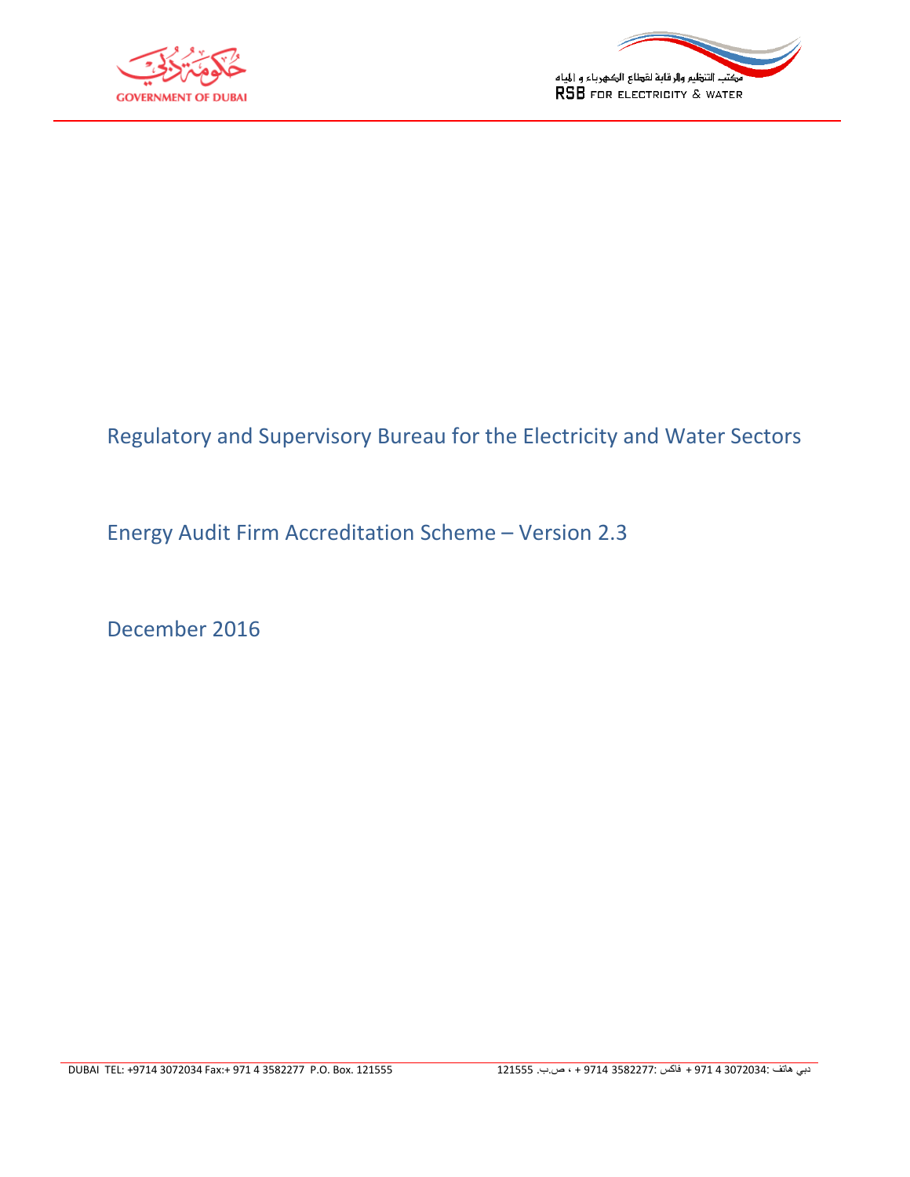# Regulatory and Supervisory Bureau for the Electricity and Water Sectors

## Energy Audit Firm Accreditation Scheme – Version 2.3

December 2016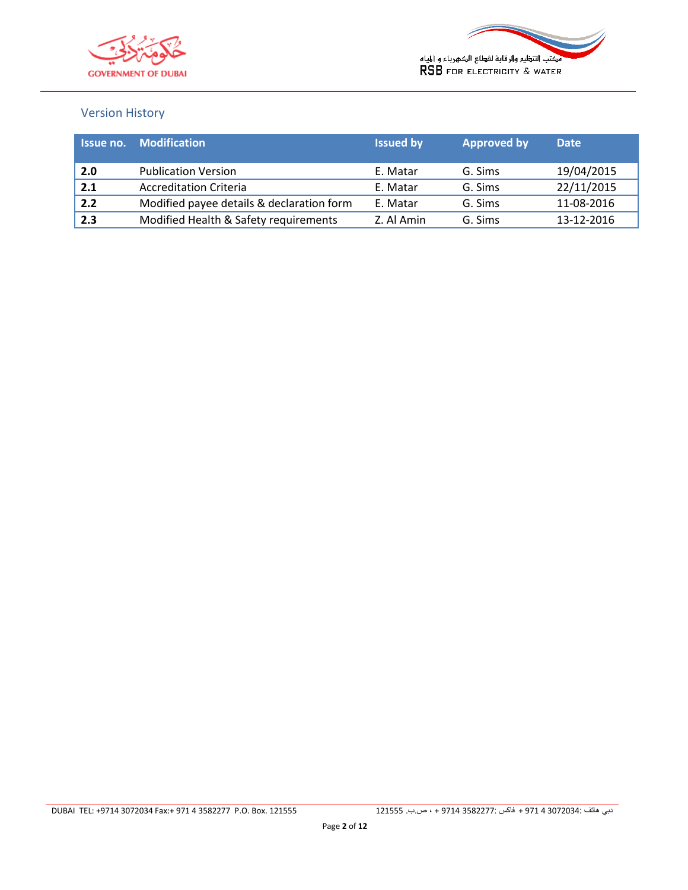## Version History

| Issue no. | Modification | Issued by | Approved by | Date |
|---|---|---|---|---|
| **2.0** | Publication Version | E. Matar | G. Sims | 19/04/2015 |
| **2.1** | Accreditation Criteria | E. Matar | G. Sims | 22/11/2015 |
| **2.2** | Modified payee details & declaration form | E. Matar | G. Sims | 11-08-2016 |
| **2.3** | Modified Health & Safety requirements | Z. Al Amin | G. Sims | 13-12-2016 |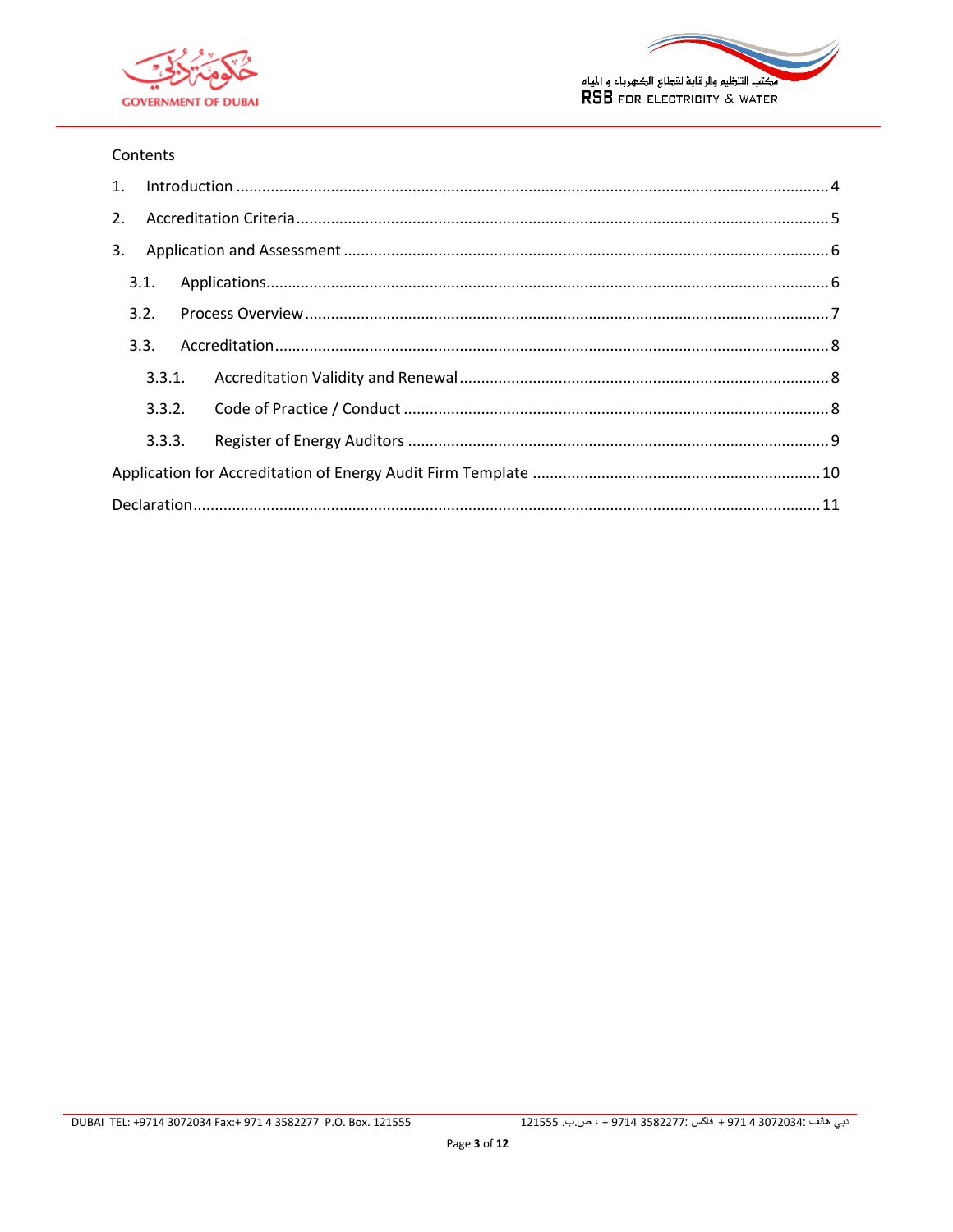Contents

1. Introduction ........................................................................................................................ 4
2. Accreditation Criteria .......................................................................................................... 5
3. Application and Assessment ............................................................................................... 6
   - 3.1. Applications................................................................................................................. 6
   - 3.2. Process Overview ........................................................................................................ 7
   - 3.3. Accreditation............................................................................................................... 8
     - 3.3.1. Accreditation Validity and Renewal ..................................................................... 8
     - 3.3.2. Code of Practice / Conduct .................................................................................. 8
     - 3.3.3. Register of Energy Auditors ................................................................................. 9

Application for Accreditation of Energy Audit Firm Template .................................................................. 10

Declaration ............................................................................................................................... 11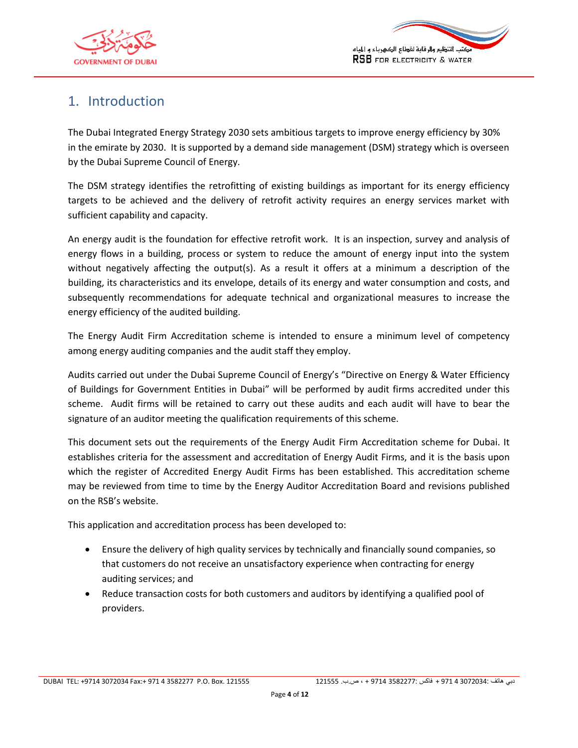# 1. Introduction

The Dubai Integrated Energy Strategy 2030 sets ambitious targets to improve energy efficiency by 30% in the emirate by 2030. It is supported by a demand side management (DSM) strategy which is overseen by the Dubai Supreme Council of Energy.

The DSM strategy identifies the retrofitting of existing buildings as important for its energy efficiency targets to be achieved and the delivery of retrofit activity requires an energy services market with sufficient capability and capacity.

An energy audit is the foundation for effective retrofit work. It is an inspection, survey and analysis of energy flows in a building, process or system to reduce the amount of energy input into the system without negatively affecting the output(s). As a result it offers at a minimum a description of the building, its characteristics and its envelope, details of its energy and water consumption and costs, and subsequently recommendations for adequate technical and organizational measures to increase the energy efficiency of the audited building.

The Energy Audit Firm Accreditation scheme is intended to ensure a minimum level of competency among energy auditing companies and the audit staff they employ.

Audits carried out under the Dubai Supreme Council of Energy's "Directive on Energy & Water Efficiency of Buildings for Government Entities in Dubai" will be performed by audit firms accredited under this scheme. Audit firms will be retained to carry out these audits and each audit will have to bear the signature of an auditor meeting the qualification requirements of this scheme.

This document sets out the requirements of the Energy Audit Firm Accreditation scheme for Dubai. It establishes criteria for the assessment and accreditation of Energy Audit Firms, and it is the basis upon which the register of Accredited Energy Audit Firms has been established. This accreditation scheme may be reviewed from time to time by the Energy Auditor Accreditation Board and revisions published on the RSB's website.

This application and accreditation process has been developed to:

- Ensure the delivery of high quality services by technically and financially sound companies, so that customers do not receive an unsatisfactory experience when contracting for energy auditing services; and
- Reduce transaction costs for both customers and auditors by identifying a qualified pool of providers.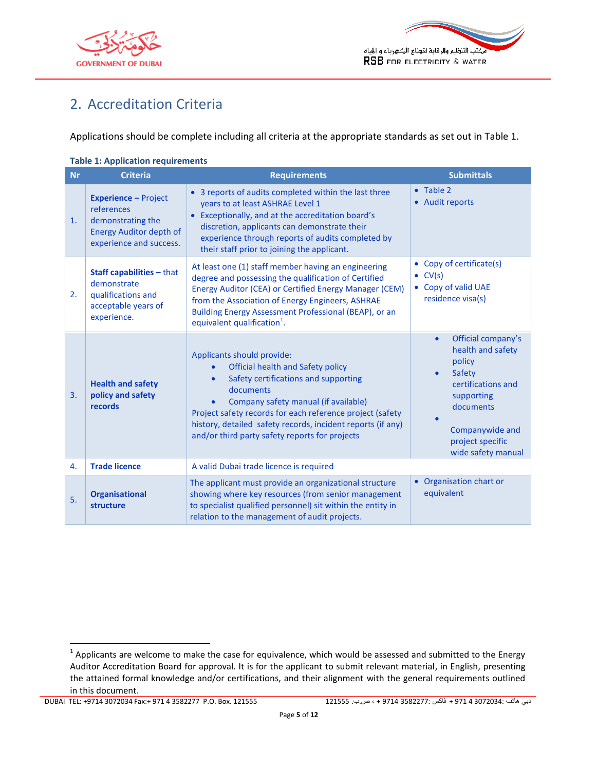## 2. Accreditation Criteria

Applications should be complete including all criteria at the appropriate standards as set out in Table 1.

**Table 1: Application requirements**

| Nr | Criteria | Requirements | Submittals |
|---|---|---|---|
| 1. | **Experience –** Project references demonstrating the Energy Auditor depth of experience and success. | • 3 reports of audits completed within the last three years to at least ASHRAE Level 1<br>• Exceptionally, and at the accreditation board's discretion, applicants can demonstrate their experience through reports of audits completed by their staff prior to joining the applicant. | • Table 2<br>• Audit reports |
| 2. | **Staff capabilities –** that demonstrate qualifications and acceptable years of experience. | At least one (1) staff member having an engineering degree and possessing the qualification of Certified Energy Auditor (CEA) or Certified Energy Manager (CEM) from the Association of Energy Engineers, ASHRAE Building Energy Assessment Professional (BEAP), or an equivalent qualification[1]. | • Copy of certificate(s)<br>• CV(s)<br>• Copy of valid UAE residence visa(s) |
| 3. | **Health and safety policy and safety records** | Applicants should provide:<br>• Official health and Safety policy<br>• Safety certifications and supporting documents<br>• Company safety manual (if available)<br>Project safety records for each reference project (safety history, detailed safety records, incident reports (if any) and/or third party safety reports for projects | • Official company's health and safety policy<br>• Safety certifications and supporting documents<br>• Companywide and project specific wide safety manual |
| 4. | **Trade licence** | A valid Dubai trade licence is required | |
| 5. | **Organisational structure** | The applicant must provide an organizational structure showing where key resources (from senior management to specialist qualified personnel) sit within the entity in relation to the management of audit projects. | • Organisation chart or equivalent |

[1] Applicants are welcome to make the case for equivalence, which would be assessed and submitted to the Energy Auditor Accreditation Board for approval. It is for the applicant to submit relevant material, in English, presenting the attained formal knowledge and/or certifications, and their alignment with the general requirements outlined in this document.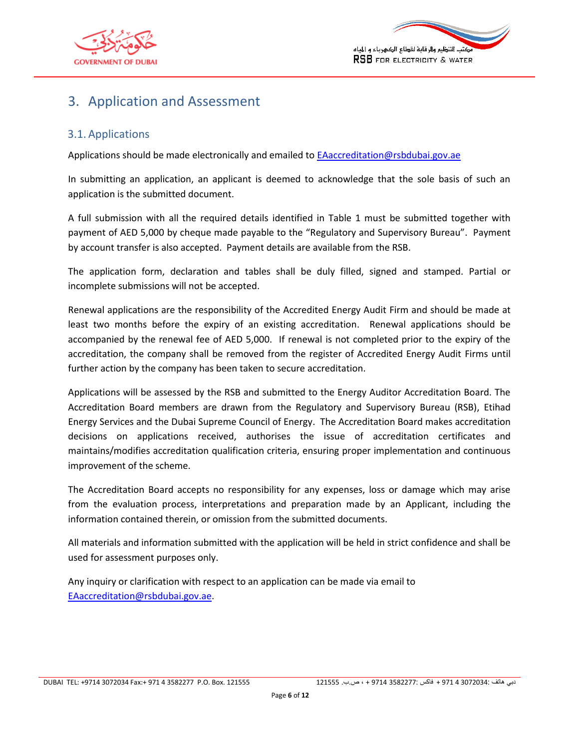# 3. Application and Assessment

## 3.1. Applications

Applications should be made electronically and emailed to EAaccreditation@rsbdubai.gov.ae

In submitting an application, an applicant is deemed to acknowledge that the sole basis of such an application is the submitted document.

A full submission with all the required details identified in Table 1 must be submitted together with payment of AED 5,000 by cheque made payable to the "Regulatory and Supervisory Bureau". Payment by account transfer is also accepted. Payment details are available from the RSB.

The application form, declaration and tables shall be duly filled, signed and stamped. Partial or incomplete submissions will not be accepted.

Renewal applications are the responsibility of the Accredited Energy Audit Firm and should be made at least two months before the expiry of an existing accreditation. Renewal applications should be accompanied by the renewal fee of AED 5,000. If renewal is not completed prior to the expiry of the accreditation, the company shall be removed from the register of Accredited Energy Audit Firms until further action by the company has been taken to secure accreditation.

Applications will be assessed by the RSB and submitted to the Energy Auditor Accreditation Board. The Accreditation Board members are drawn from the Regulatory and Supervisory Bureau (RSB), Etihad Energy Services and the Dubai Supreme Council of Energy. The Accreditation Board makes accreditation decisions on applications received, authorises the issue of accreditation certificates and maintains/modifies accreditation qualification criteria, ensuring proper implementation and continuous improvement of the scheme.

The Accreditation Board accepts no responsibility for any expenses, loss or damage which may arise from the evaluation process, interpretations and preparation made by an Applicant, including the information contained therein, or omission from the submitted documents.

All materials and information submitted with the application will be held in strict confidence and shall be used for assessment purposes only.

Any inquiry or clarification with respect to an application can be made via email to EAaccreditation@rsbdubai.gov.ae.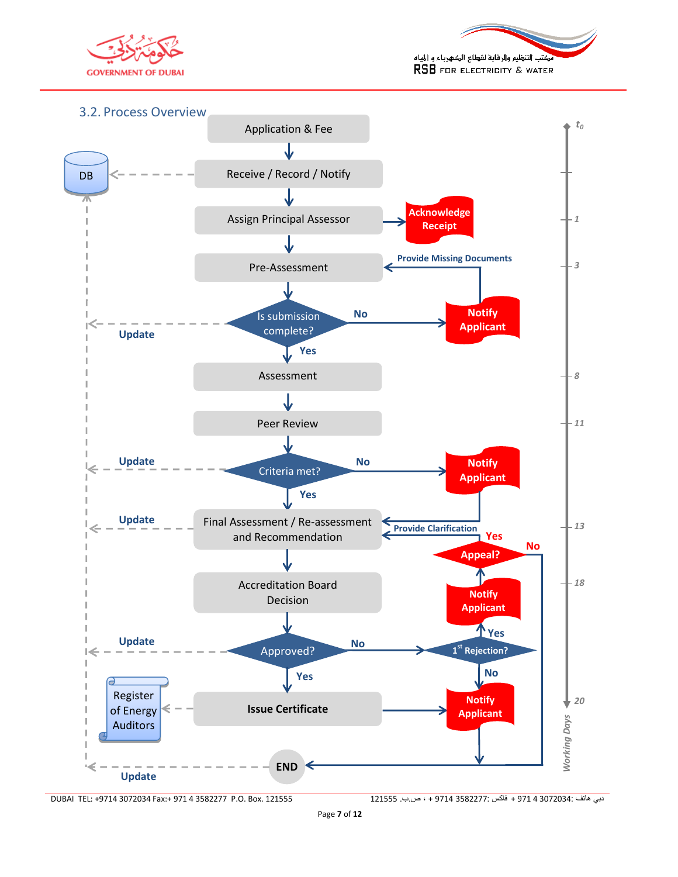## 3.2. Process Overview

Application & Fee

Receive / Record / Notify

DB

Assign Principal Assessor

Acknowledge Receipt

Pre-Assessment

Provide Missing Documents

Is submission complete?

No

Notify Applicant

Yes

Update

Assessment

Peer Review

Criteria met?

No

Notify Applicant

Yes

Update

Final Assessment / Re-assessment and Recommendation

Provide Clarification

Update

Yes

Appeal?

No

Accreditation Board Decision

Notify Applicant

Yes

Approved?

No

1st Rejection?

Update

Yes

No

Issue Certificate

Notify Applicant

Register of Energy Auditors

END

Update

$t_0$

1

3

8

11

13

18

20

*Working Days*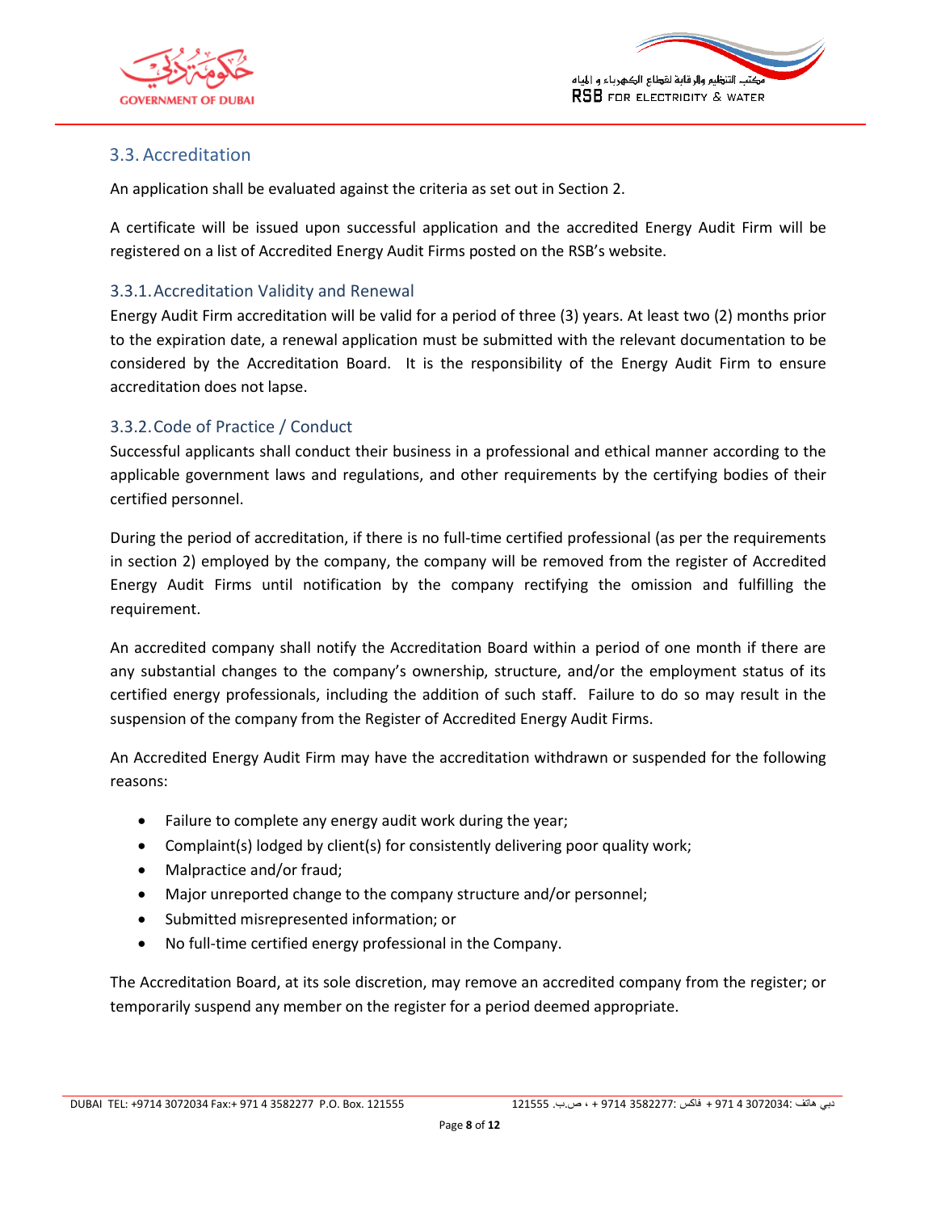## 3.3. Accreditation

An application shall be evaluated against the criteria as set out in Section 2.

A certificate will be issued upon successful application and the accredited Energy Audit Firm will be registered on a list of Accredited Energy Audit Firms posted on the RSB's website.

### 3.3.1. Accreditation Validity and Renewal

Energy Audit Firm accreditation will be valid for a period of three (3) years. At least two (2) months prior to the expiration date, a renewal application must be submitted with the relevant documentation to be considered by the Accreditation Board. It is the responsibility of the Energy Audit Firm to ensure accreditation does not lapse.

### 3.3.2. Code of Practice / Conduct

Successful applicants shall conduct their business in a professional and ethical manner according to the applicable government laws and regulations, and other requirements by the certifying bodies of their certified personnel.

During the period of accreditation, if there is no full-time certified professional (as per the requirements in section 2) employed by the company, the company will be removed from the register of Accredited Energy Audit Firms until notification by the company rectifying the omission and fulfilling the requirement.

An accredited company shall notify the Accreditation Board within a period of one month if there are any substantial changes to the company's ownership, structure, and/or the employment status of its certified energy professionals, including the addition of such staff. Failure to do so may result in the suspension of the company from the Register of Accredited Energy Audit Firms.

An Accredited Energy Audit Firm may have the accreditation withdrawn or suspended for the following reasons:

- Failure to complete any energy audit work during the year;
- Complaint(s) lodged by client(s) for consistently delivering poor quality work;
- Malpractice and/or fraud;
- Major unreported change to the company structure and/or personnel;
- Submitted misrepresented information; or
- No full-time certified energy professional in the Company.

The Accreditation Board, at its sole discretion, may remove an accredited company from the register; or temporarily suspend any member on the register for a period deemed appropriate.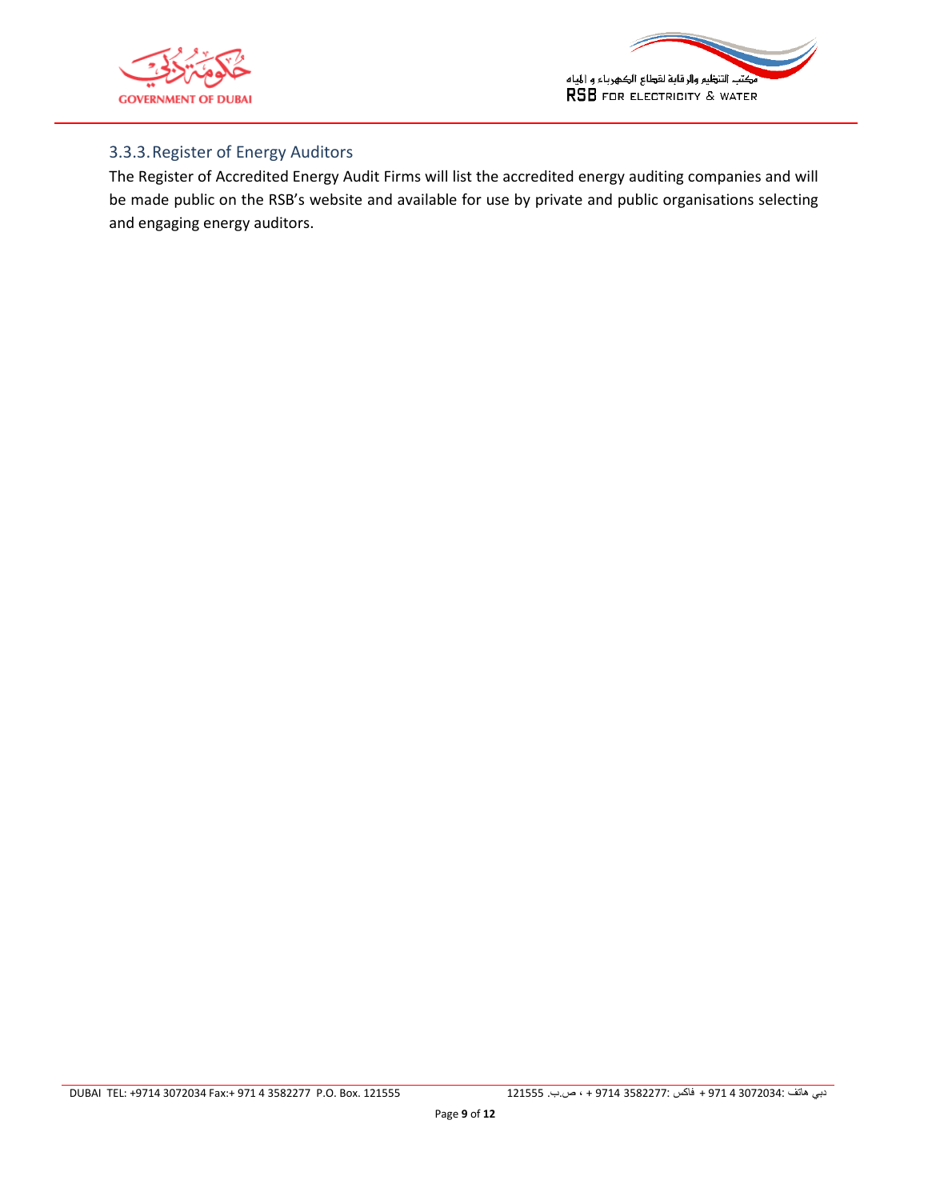### 3.3.3. Register of Energy Auditors

The Register of Accredited Energy Audit Firms will list the accredited energy auditing companies and will be made public on the RSB's website and available for use by private and public organisations selecting and engaging energy auditors.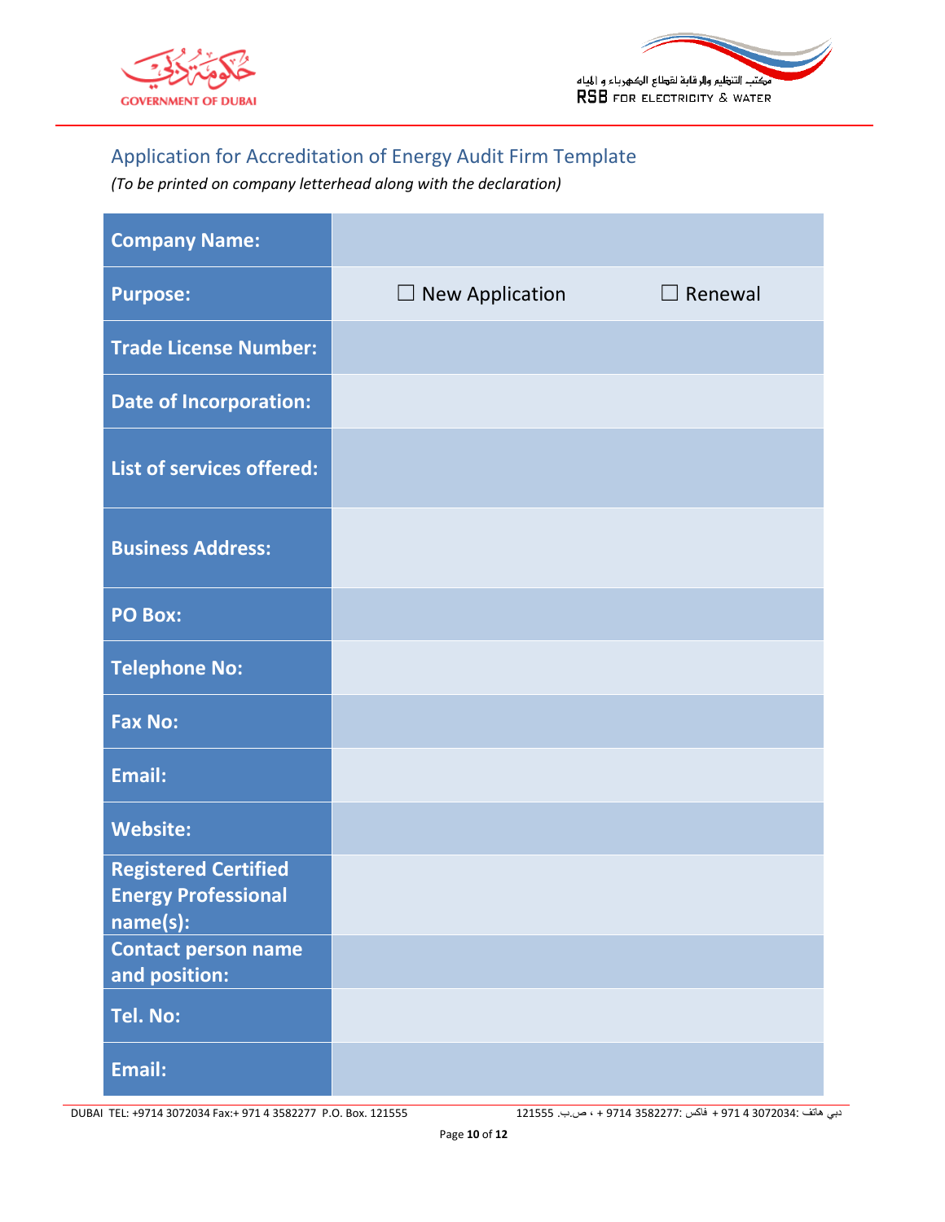## Application for Accreditation of Energy Audit Firm Template

*(To be printed on company letterhead along with the declaration)*

| | |
|---|---|
| **Company Name:** | |
| **Purpose:** | ☐ New Application ☐ Renewal |
| **Trade License Number:** | |
| **Date of Incorporation:** | |
| **List of services offered:** | |
| **Business Address:** | |
| **PO Box:** | |
| **Telephone No:** | |
| **Fax No:** | |
| **Email:** | |
| **Website:** | |
| **Registered Certified Energy Professional name(s):** | |
| **Contact person name and position:** | |
| **Tel. No:** | |
| **Email:** | |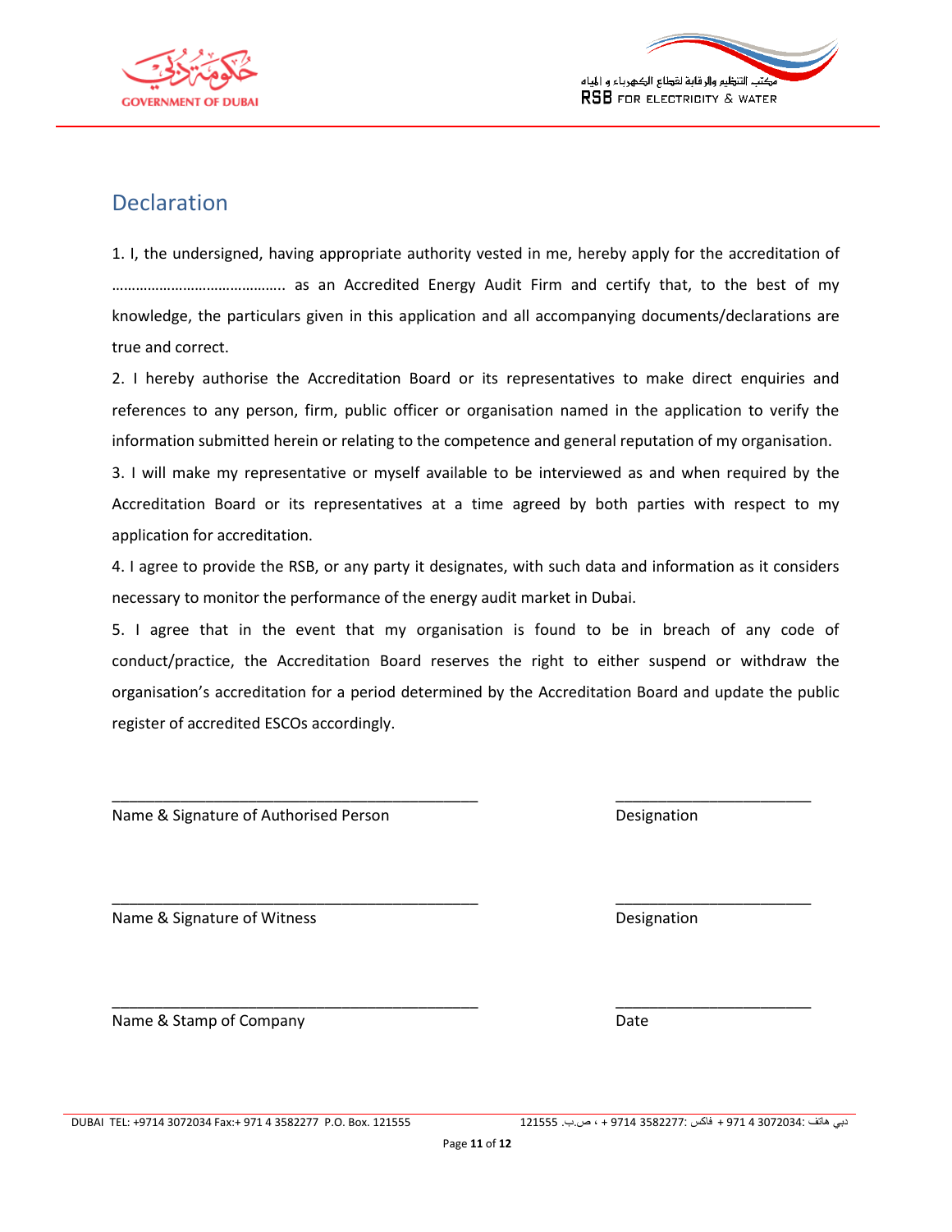## Declaration

1. I, the undersigned, having appropriate authority vested in me, hereby apply for the accreditation of …………………………………….. as an Accredited Energy Audit Firm and certify that, to the best of my knowledge, the particulars given in this application and all accompanying documents/declarations are true and correct.

2. I hereby authorise the Accreditation Board or its representatives to make direct enquiries and references to any person, firm, public officer or organisation named in the application to verify the information submitted herein or relating to the competence and general reputation of my organisation.

3. I will make my representative or myself available to be interviewed as and when required by the Accreditation Board or its representatives at a time agreed by both parties with respect to my application for accreditation.

4. I agree to provide the RSB, or any party it designates, with such data and information as it considers necessary to monitor the performance of the energy audit market in Dubai.

5. I agree that in the event that my organisation is found to be in breach of any code of conduct/practice, the Accreditation Board reserves the right to either suspend or withdraw the organisation's accreditation for a period determined by the Accreditation Board and update the public register of accredited ESCOs accordingly.

_____________________________________________ ________________________

Name & Signature of Authorised Person Designation

_____________________________________________ ________________________

Name & Signature of Witness Designation

_____________________________________________ ________________________

Name & Stamp of Company Date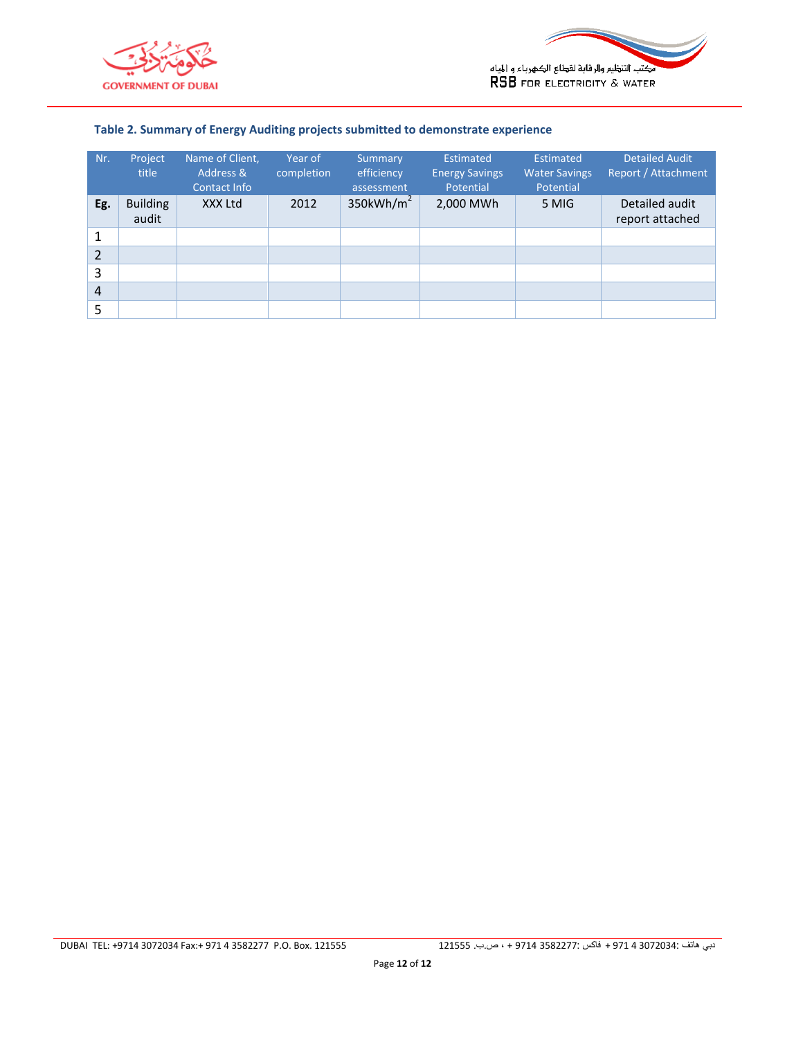**Table 2. Summary of Energy Auditing projects submitted to demonstrate experience**

| Nr. | Project title | Name of Client, Address & Contact Info | Year of completion | Summary efficiency assessment | Estimated Energy Savings Potential | Estimated Water Savings Potential | Detailed Audit Report / Attachment |
|---|---|---|---|---|---|---|---|
| **Eg.** | Building audit | XXX Ltd | 2012 | 350kWh/m$^2$ | 2,000 MWh | 5 MIG | Detailed audit report attached |
| 1 | | | | | | | |
| 2 | | | | | | | |
| 3 | | | | | | | |
| 4 | | | | | | | |
| 5 | | | | | | | |